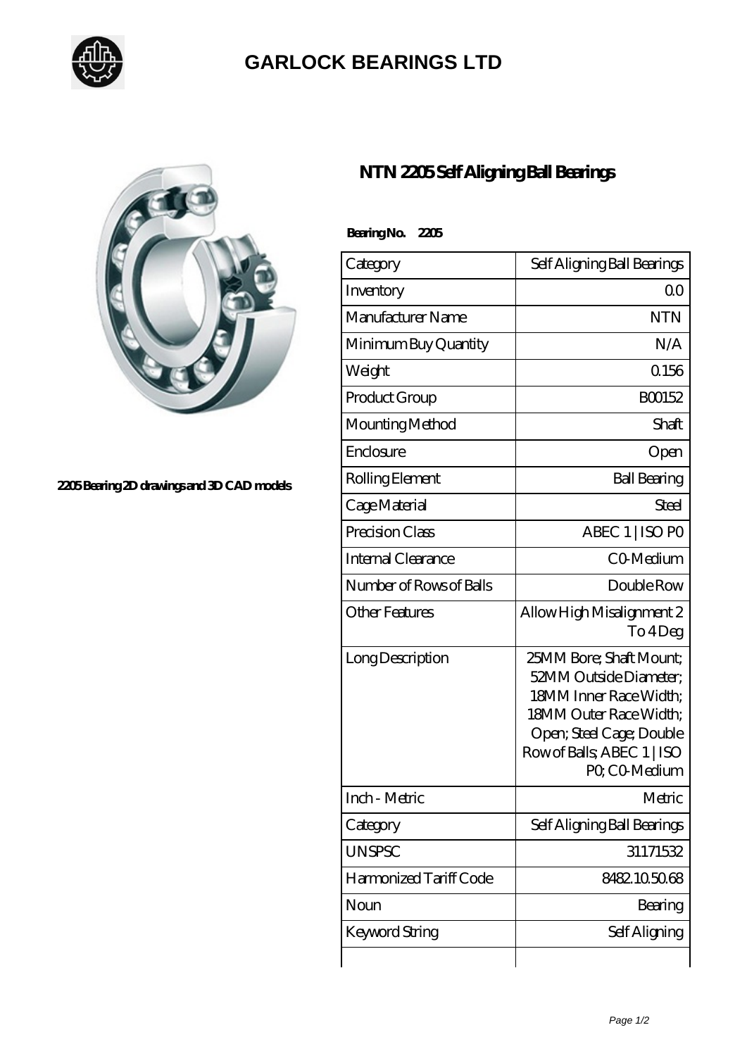# GARLOCK BEARINGS LTD

2205 Bearing 2D drawings and 3D CAD models

## NTN 2205 Self Aligning Ball Bearings

**Bearing No. 2205**

| Category | Self Aligning Ball Bearings |
|---|---|
| Inventory | 0.0 |
| Manufacturer Name | NTN |
| Minimum Buy Quantity | N/A |
| Weight | 0.156 |
| Product Group | B00152 |
| Mounting Method | Shaft |
| Enclosure | Open |
| Rolling Element | Ball Bearing |
| Cage Material | Steel |
| Precision Class | ABEC 1 \| ISO P0 |
| Internal Clearance | C0-Medium |
| Number of Rows of Balls | Double Row |
| Other Features | Allow High Misalignment 2 To 4 Deg |
| Long Description | 25MM Bore; Shaft Mount; 52MM Outside Diameter; 18MM Inner Race Width; 18MM Outer Race Width; Open; Steel Cage; Double Row of Balls; ABEC 1 \| ISO P0; C0-Medium |
| Inch - Metric | Metric |
| Category | Self Aligning Ball Bearings |
| UNSPSC | 31171532 |
| Harmonized Tariff Code | 8482.10.50.68 |
| Noun | Bearing |
| Keyword String | Self Aligning |
| | |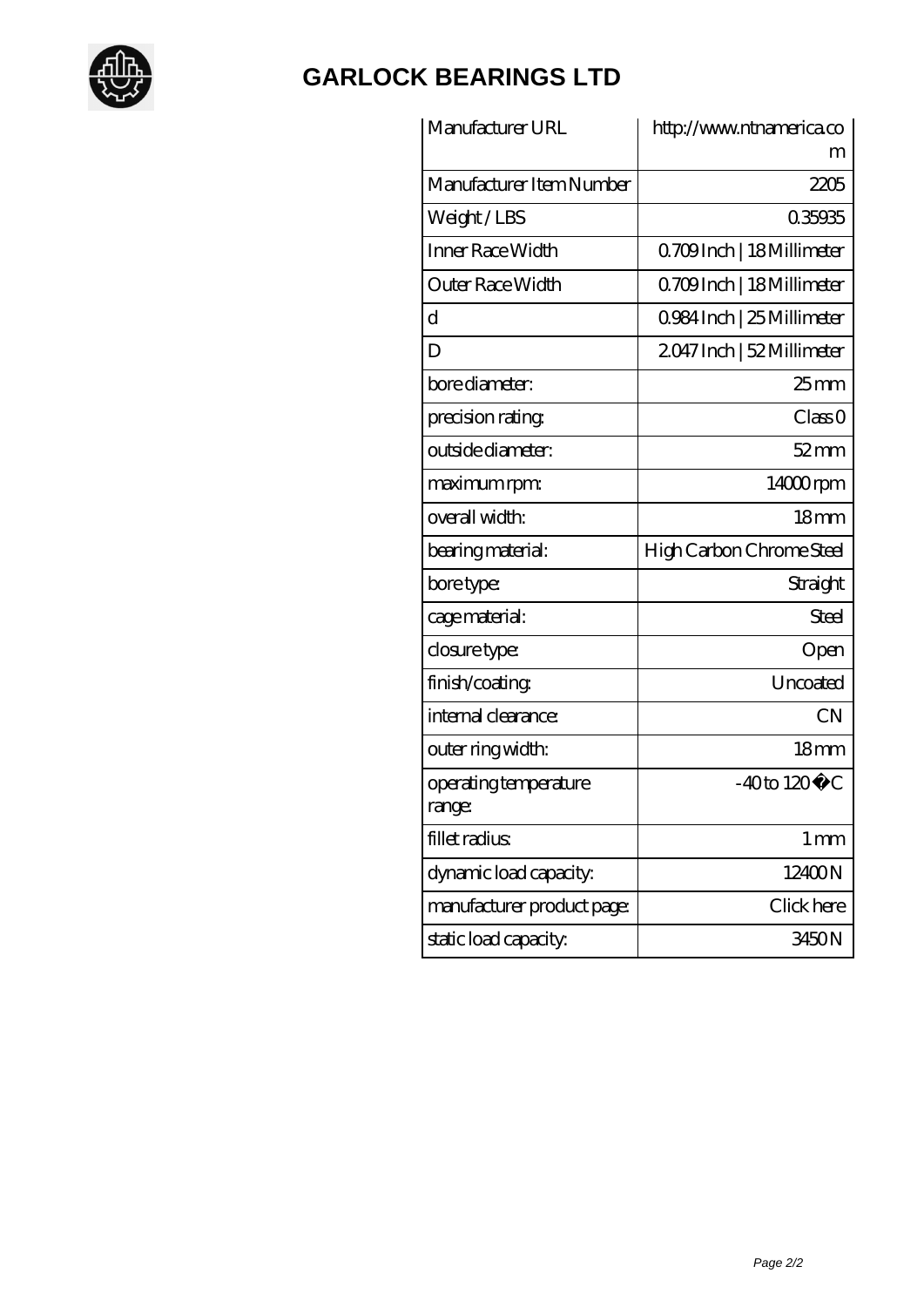# GARLOCK BEARINGS LTD

| | |
|---|---|
| Manufacturer URL | http://www.ntnamerica.com |
| Manufacturer Item Number | 2205 |
| Weight / LBS | 0.35935 |
| Inner Race Width | 0.709 Inch \| 18 Millimeter |
| Outer Race Width | 0.709 Inch \| 18 Millimeter |
| d | 0.984 Inch \| 25 Millimeter |
| D | 2.047 Inch \| 52 Millimeter |
| bore diameter: | 25 mm |
| precision rating: | Class 0 |
| outside diameter: | 52 mm |
| maximum rpm: | 14000 rpm |
| overall width: | 18 mm |
| bearing material: | High Carbon Chrome Steel |
| bore type: | Straight |
| cage material: | Steel |
| closure type: | Open |
| finish/coating: | Uncoated |
| internal clearance: | CN |
| outer ring width: | 18 mm |
| operating temperature range: | -40 to 120 � C |
| fillet radius: | 1 mm |
| dynamic load capacity: | 12400 N |
| manufacturer product page: | Click here |
| static load capacity: | 3450 N |